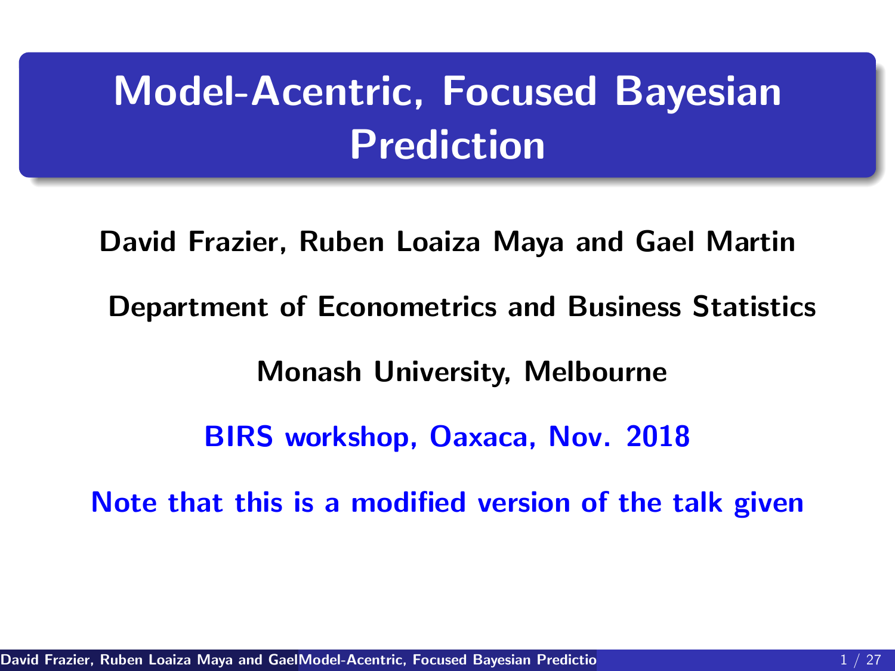# Model-Acentric, Focused Bayesian Prediction

**David Frazier, Ruben Loaiza Maya and Gael Martin**

**Department of Econometrics and Business Statistics**

**Monash University, Melbourne**

**BIRS workshop, Oaxaca, Nov. 2018**

**Note that this is a modified version of the talk given**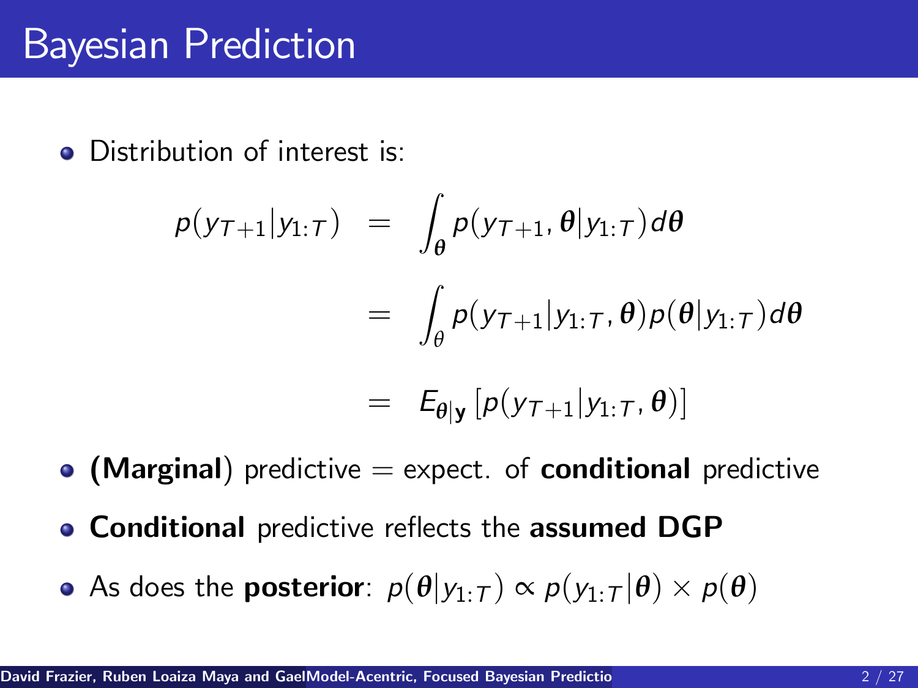# Bayesian Prediction

- Distribution of interest is:

$$
\begin{aligned}
p(y_{T+1}|y_{1:T}) &= \int_{\boldsymbol{\theta}} p(y_{T+1}, \boldsymbol{\theta}|y_{1:T}) d\boldsymbol{\theta} \\
&= \int_{\theta} p(y_{T+1}|y_{1:T}, \boldsymbol{\theta}) p(\boldsymbol{\theta}|y_{1:T}) d\boldsymbol{\theta} \\
&= E_{\boldsymbol{\theta}|\mathbf{y}} \left[ p(y_{T+1}|y_{1:T}, \boldsymbol{\theta}) \right]
\end{aligned}
$$

- **(Marginal)** predictive = expect. of **conditional** predictive
- **Conditional** predictive reflects the **assumed DGP**
- As does the **posterior**: $p(\boldsymbol{\theta}|y_{1:T}) \propto p(y_{1:T}|\boldsymbol{\theta}) \times p(\boldsymbol{\theta})$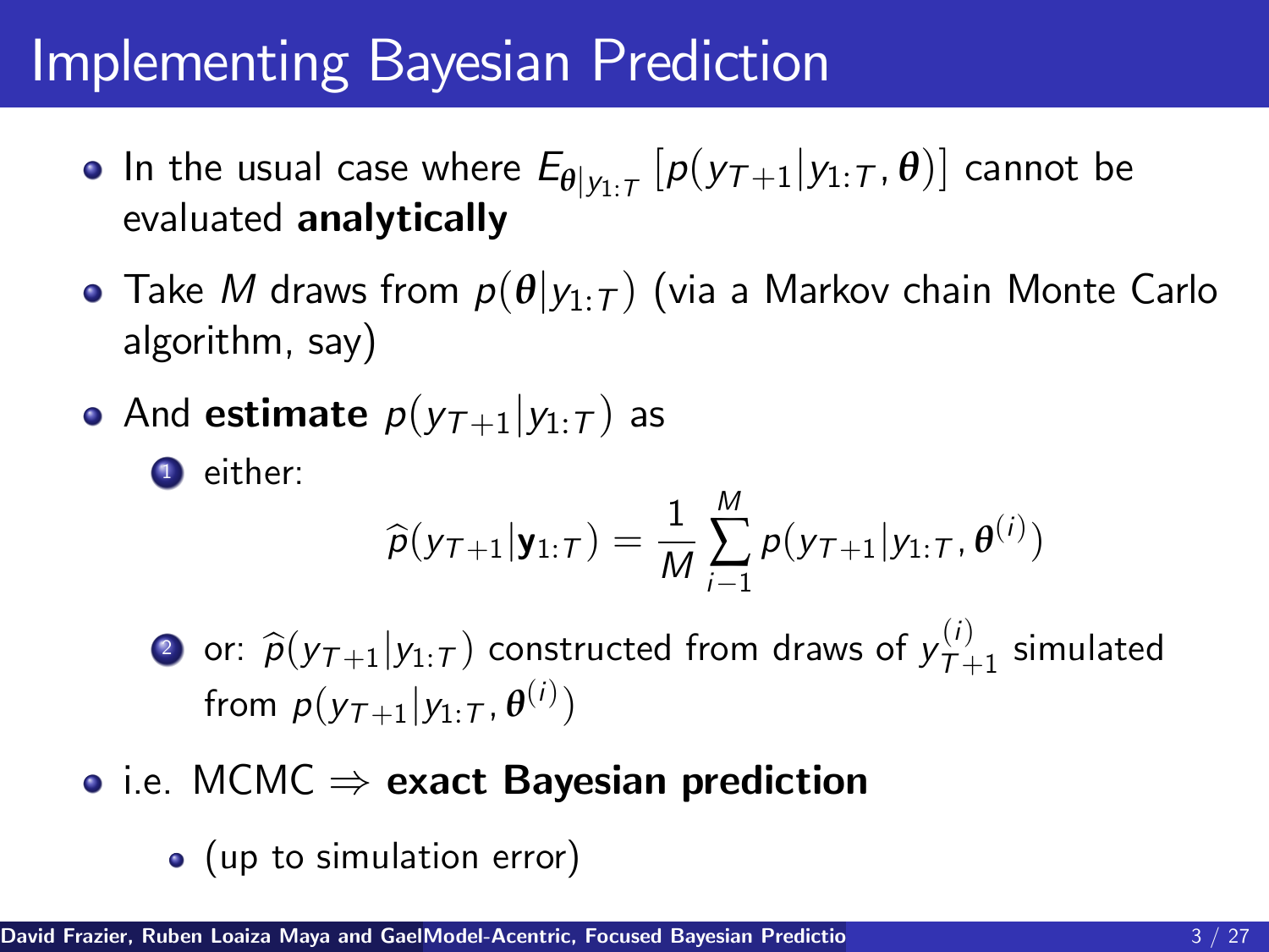# Implementing Bayesian Prediction

- In the usual case where $E_{\boldsymbol{\theta}|y_{1:T}}\left[p(y_{T+1}|y_{1:T},\boldsymbol{\theta})\right]$ cannot be evaluated **analytically**
- Take $M$ draws from $p(\boldsymbol{\theta}|y_{1:T})$ (via a Markov chain Monte Carlo algorithm, say)
- And **estimate** $p(y_{T+1}|y_{1:T})$ as
  1. either:
  $$\widehat{p}(y_{T+1}|\mathbf{y}_{1:T}) = \frac{1}{M}\sum_{i-1}^{M} p(y_{T+1}|y_{1:T},\boldsymbol{\theta}^{(i)})$$
  2. or: $\widehat{p}(y_{T+1}|y_{1:T})$ constructed from draws of $y_{T+1}^{(i)}$ simulated from $p(y_{T+1}|y_{1:T},\boldsymbol{\theta}^{(i)})$
- i.e. MCMC $\Rightarrow$ **exact Bayesian prediction**
  - (up to simulation error)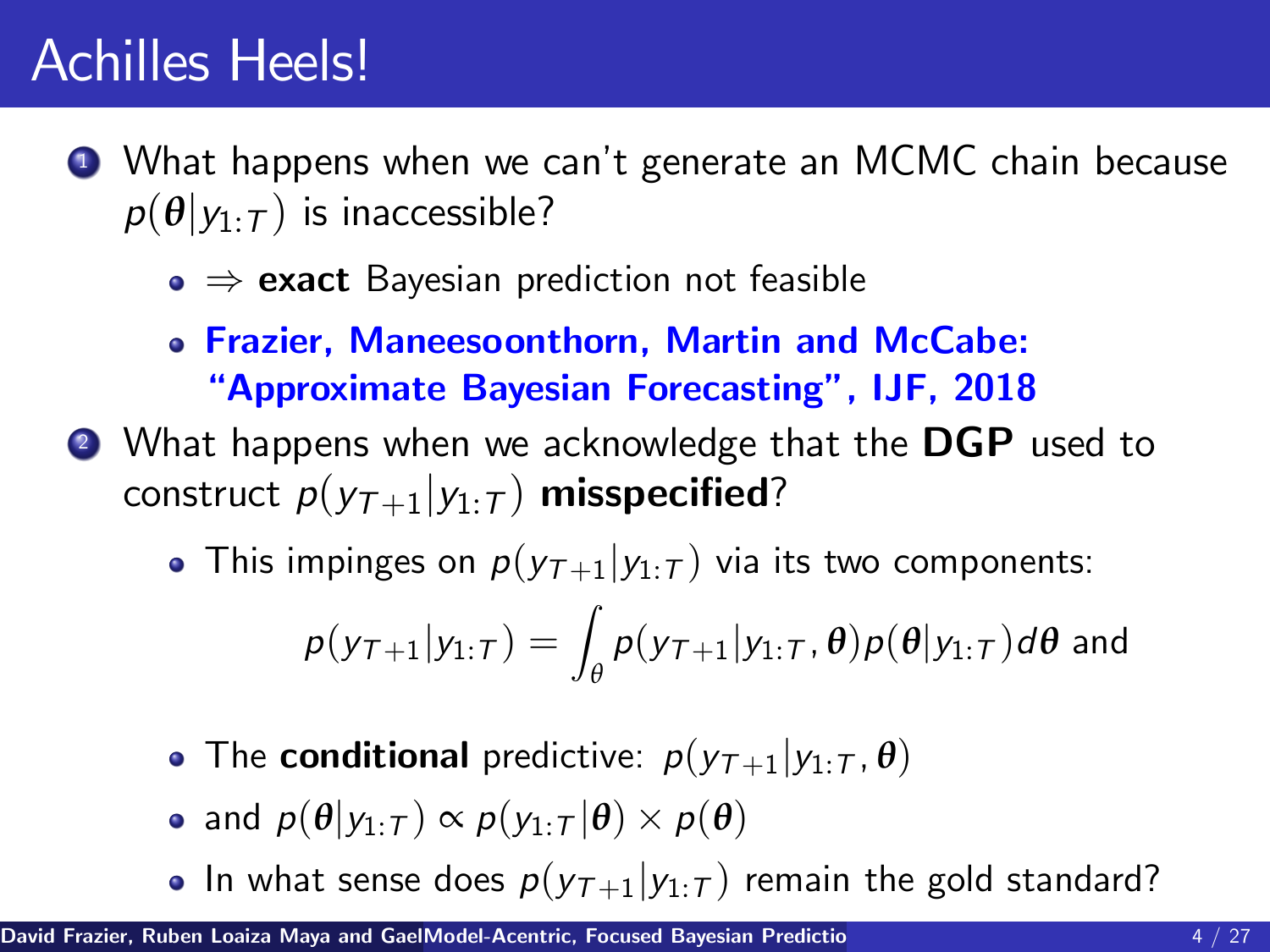# Achilles Heels!

1. What happens when we can't generate an MCMC chain because $p(\boldsymbol{\theta}|y_{1:T})$ is inaccessible?
   - $\Rightarrow$ **exact** Bayesian prediction not feasible
   - **Frazier, Maneesoonthorn, Martin and McCabe: "Approximate Bayesian Forecasting", IJF, 2018**
2. What happens when we acknowledge that the **DGP** used to construct $p(y_{T+1}|y_{1:T})$ **misspecified**?
   - This impinges on $p(y_{T+1}|y_{1:T})$ via its two components:

$$p(y_{T+1}|y_{1:T}) = \int_{\theta} p(y_{T+1}|y_{1:T}, \boldsymbol{\theta}) p(\boldsymbol{\theta}|y_{1:T}) d\boldsymbol{\theta} \text{ and}$$

   - The **conditional** predictive: $p(y_{T+1}|y_{1:T}, \boldsymbol{\theta})$
   - and $p(\boldsymbol{\theta}|y_{1:T}) \propto p(y_{1:T}|\boldsymbol{\theta}) \times p(\boldsymbol{\theta})$
   - In what sense does $p(y_{T+1}|y_{1:T})$ remain the gold standard?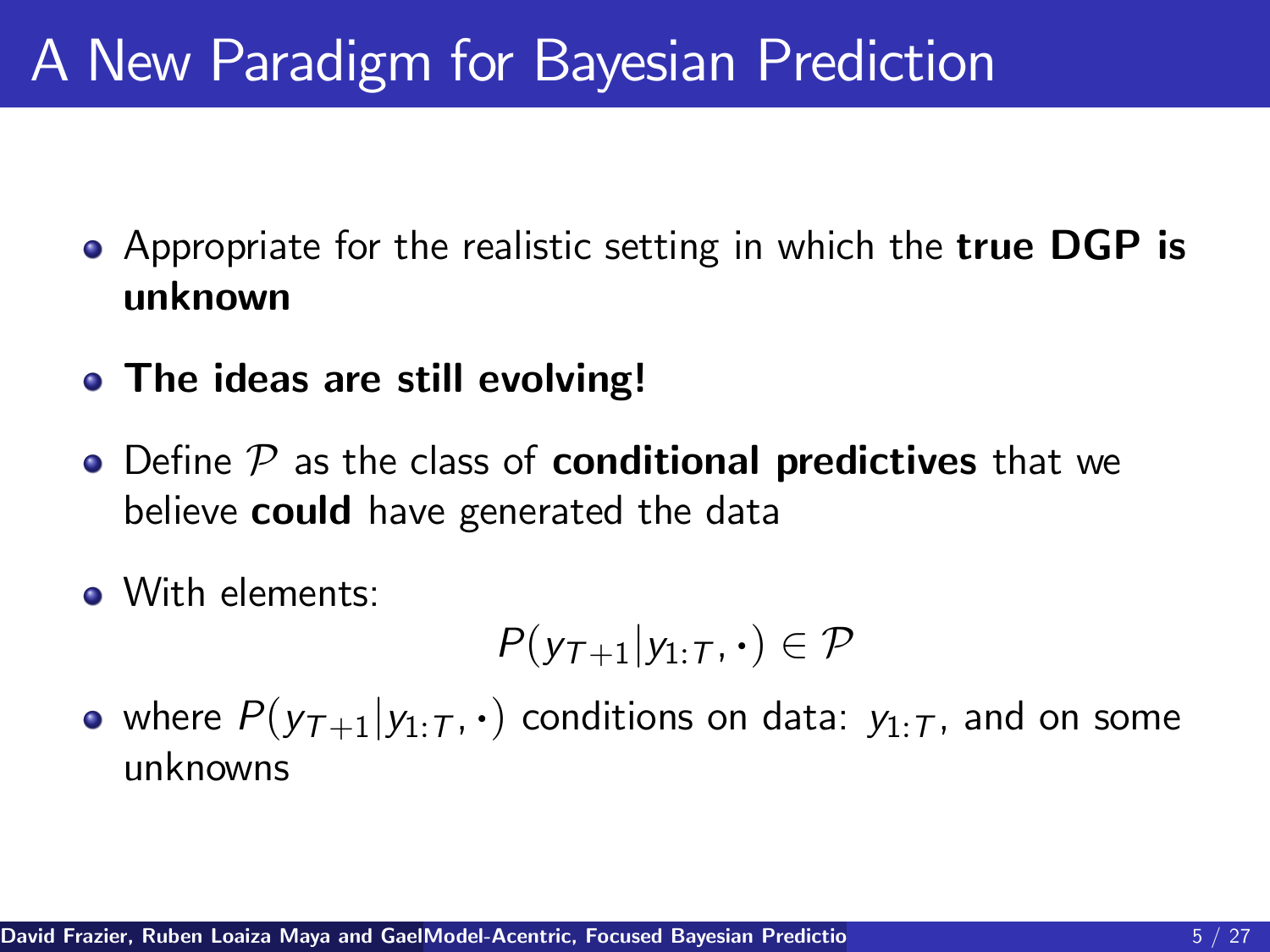# A New Paradigm for Bayesian Prediction

- Appropriate for the realistic setting in which the **true DGP is unknown**
- **The ideas are still evolving!**
- Define $\mathcal{P}$ as the class of **conditional predictives** that we believe **could** have generated the data
- With elements:

$$P(y_{T+1}|y_{1:T}, \cdot) \in \mathcal{P}$$

- where $P(y_{T+1}|y_{1:T}, \cdot)$ conditions on data: $y_{1:T}$, and on some unknowns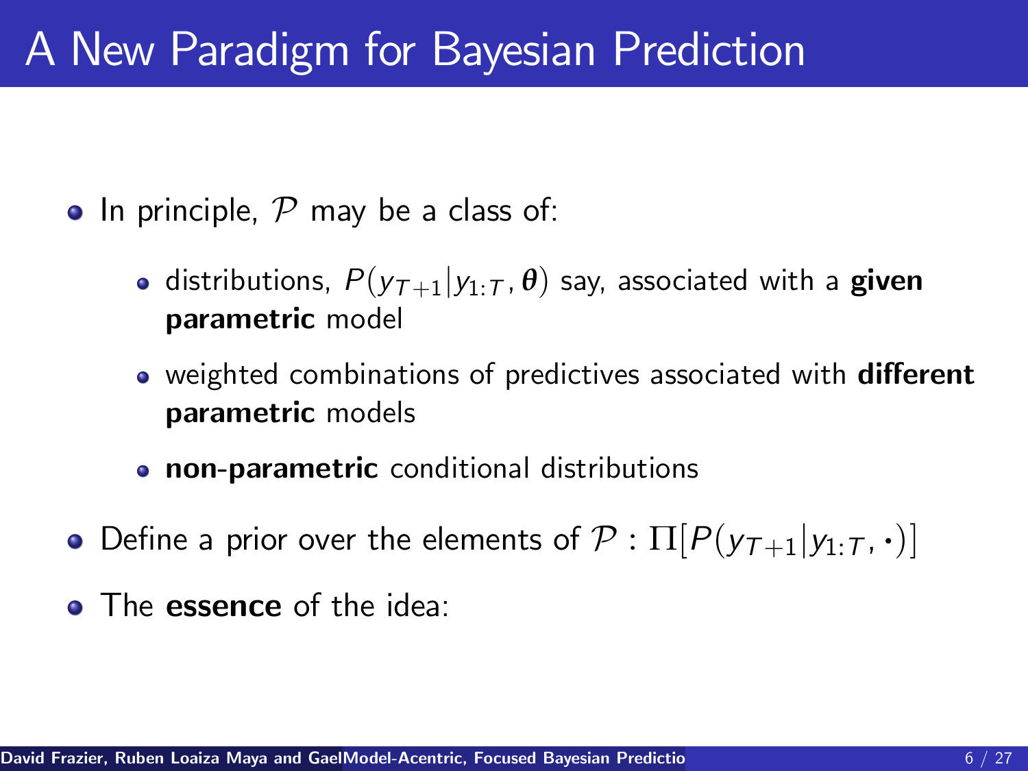# A New Paradigm for Bayesian Prediction

- In principle, $\mathcal{P}$ may be a class of:
  - distributions, $P(y_{T+1}|y_{1:T}, \boldsymbol{\theta})$ say, associated with a **given parametric** model
  - weighted combinations of predictives associated with **different parametric** models
  - **non-parametric** conditional distributions
- Define a prior over the elements of $\mathcal{P}$ : $\Pi[P(y_{T+1}|y_{1:T}, \cdot)]$
- The **essence** of the idea: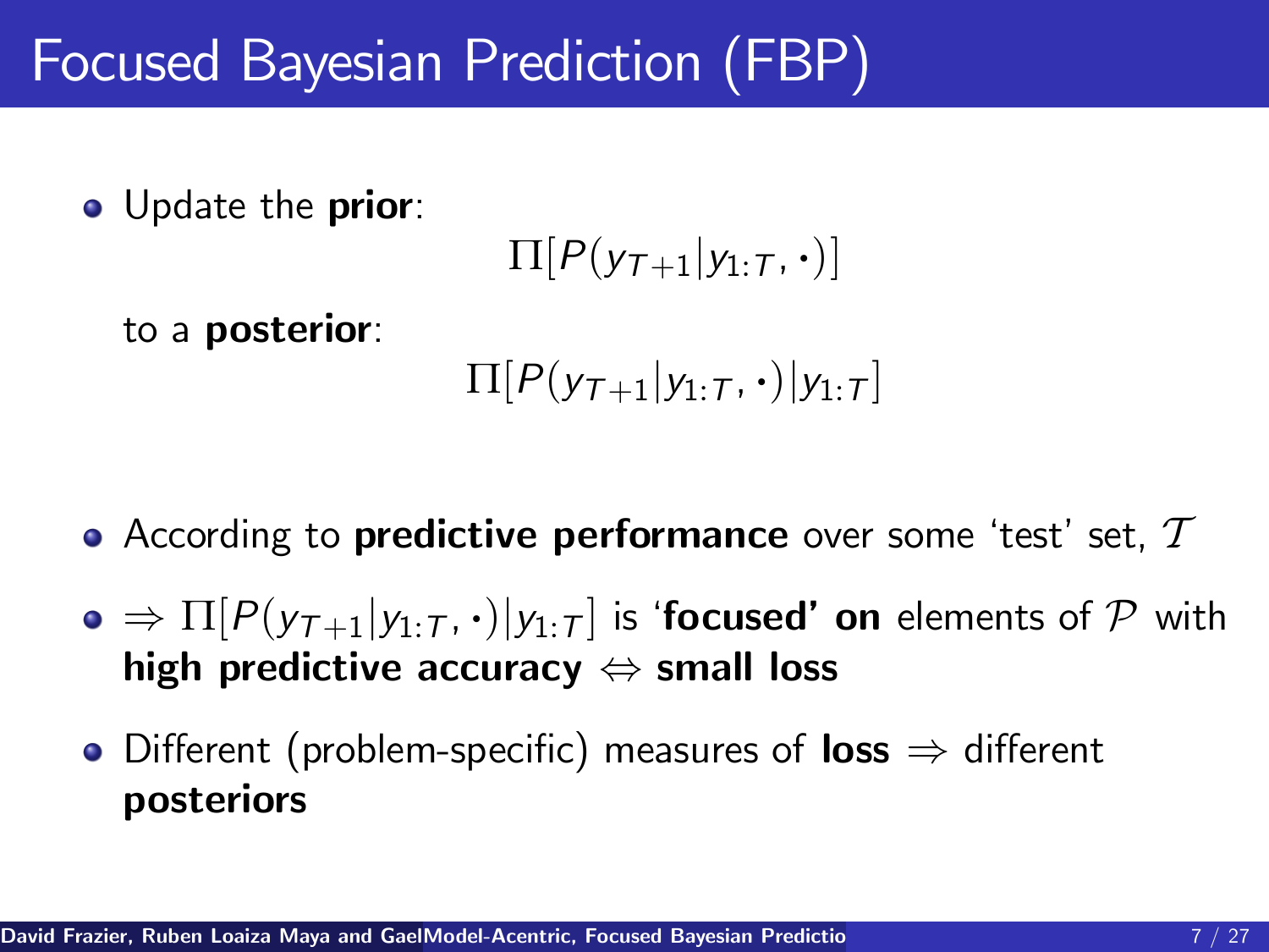# Focused Bayesian Prediction (FBP)

- Update the **prior**:

$$\Pi[P(y_{T+1}|y_{1:T},\cdot)]$$

  to a **posterior**:

$$\Pi[P(y_{T+1}|y_{1:T},\cdot)|y_{1:T}]$$

- According to **predictive performance** over some 'test' set, $\mathcal{T}$
- $\Rightarrow \Pi[P(y_{T+1}|y_{1:T},\cdot)|y_{1:T}]$ is '**focused' on** elements of $\mathcal{P}$ with **high predictive accuracy** $\Leftrightarrow$ **small loss**
- Different (problem-specific) measures of **loss** $\Rightarrow$ different **posteriors**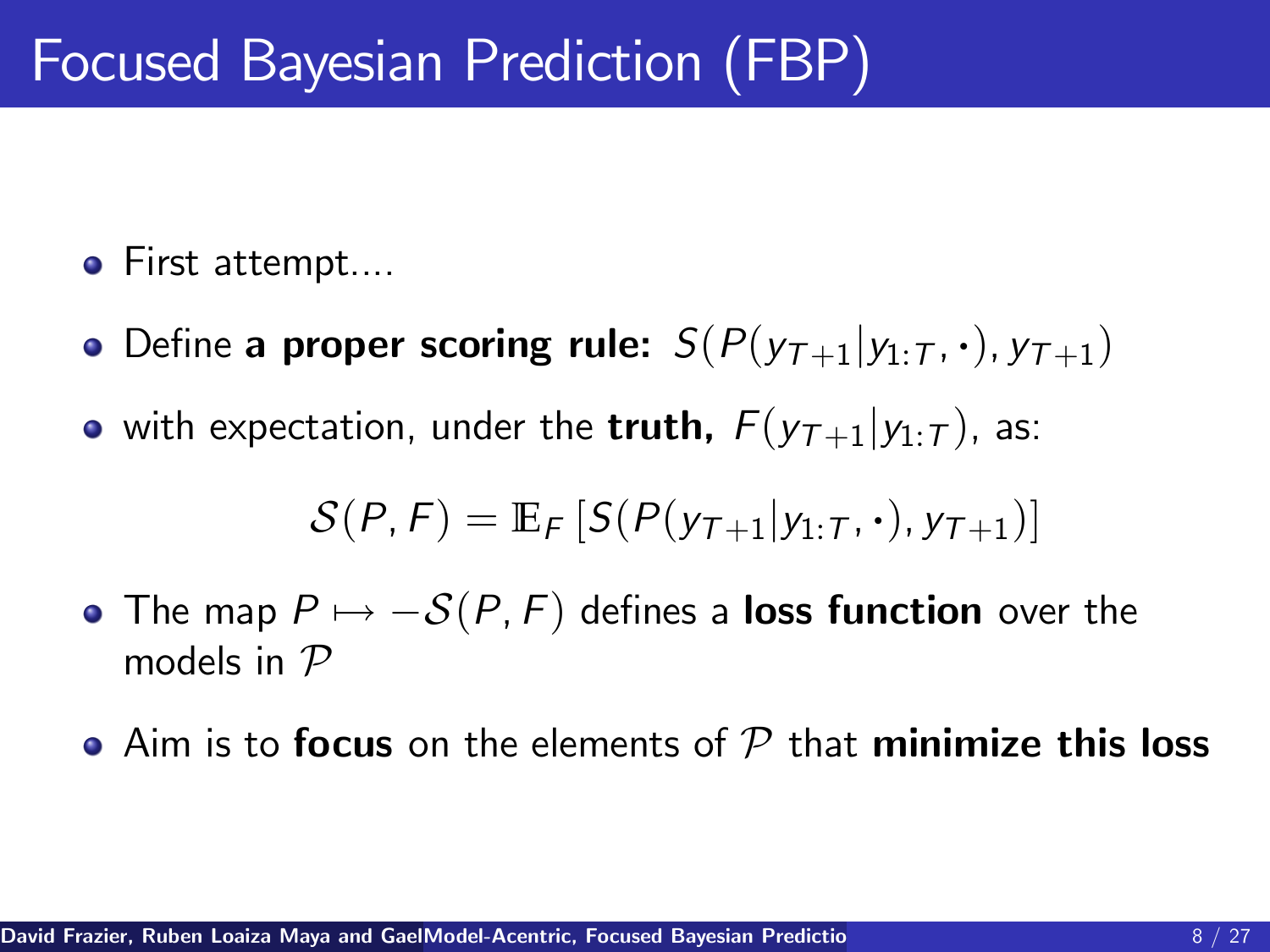# Focused Bayesian Prediction (FBP)

- First attempt....
- Define **a proper scoring rule:** $S(P(y_{T+1}|y_{1:T}, \cdot), y_{T+1})$
- with expectation, under the **truth,** $F(y_{T+1}|y_{1:T})$, as:

$$\mathcal{S}(P, F) = \mathbb{E}_F \left[ S(P(y_{T+1}|y_{1:T}, \cdot), y_{T+1}) \right]$$

- The map $P \mapsto -\mathcal{S}(P, F)$ defines a **loss function** over the models in $\mathcal{P}$
- Aim is to **focus** on the elements of $\mathcal{P}$ that **minimize this loss**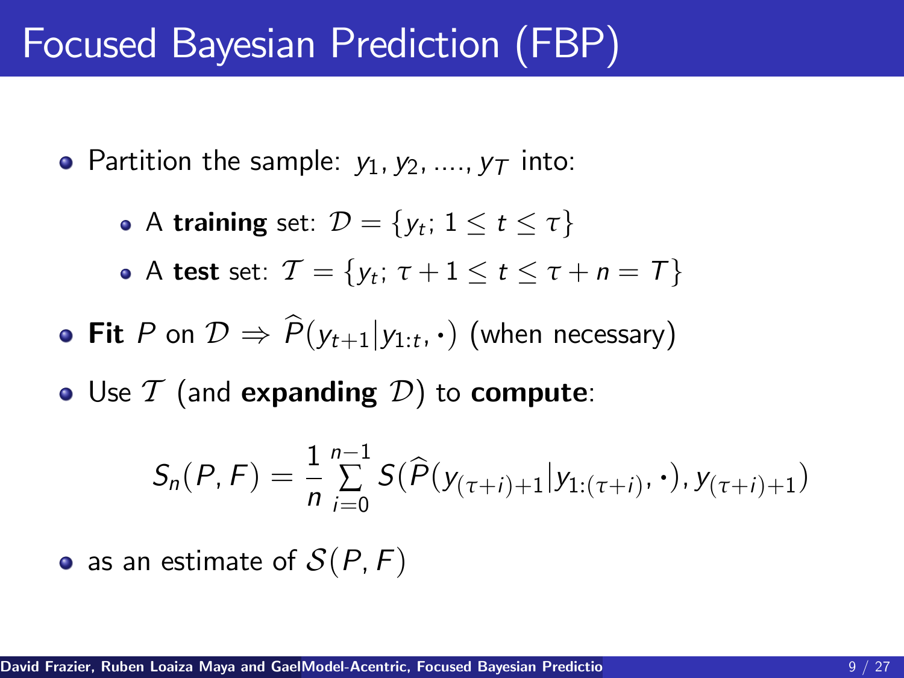# Focused Bayesian Prediction (FBP)

- Partition the sample: $y_1, y_2, ...., y_T$ into:
  - A **training** set: $\mathcal{D} = \{y_t;\ 1 \leq t \leq \tau\}$
  - A **test** set: $\mathcal{T} = \{y_t;\ \tau + 1 \leq t \leq \tau + n = T\}$
- **Fit** $P$ on $\mathcal{D} \Rightarrow \widehat{P}(y_{t+1}|y_{1:t}, \cdot)$ (when necessary)
- Use $\mathcal{T}$ (and **expanding** $\mathcal{D}$) to **compute**:

$$S_n(P, F) = \frac{1}{n} \sum_{i=0}^{n-1} S(\widehat{P}(y_{(\tau+i)+1}|y_{1:(\tau+i)}, \cdot), y_{(\tau+i)+1})$$

- as an estimate of $\mathcal{S}(P, F)$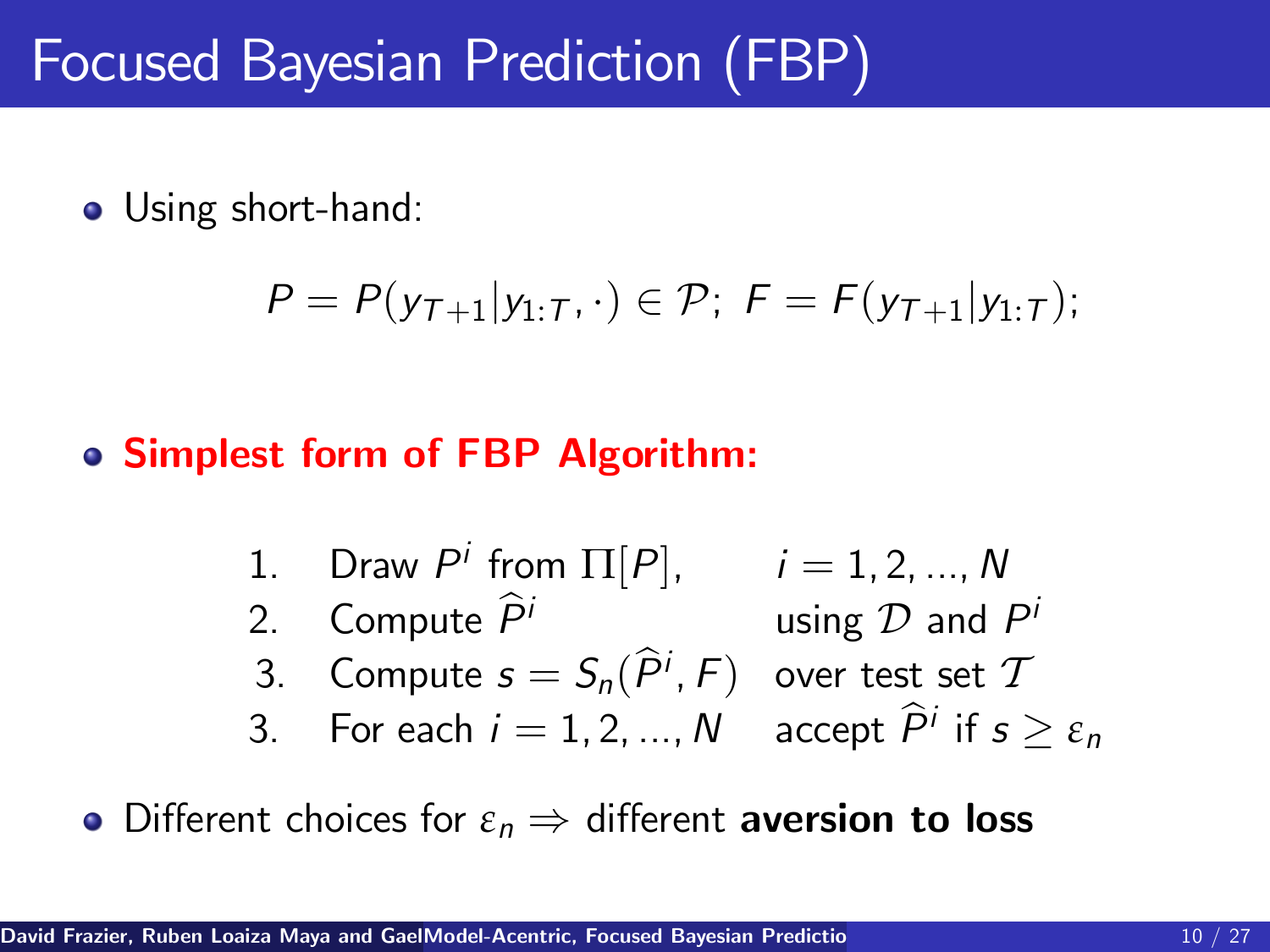# Focused Bayesian Prediction (FBP)

- Using short-hand:

$$P = P(y_{T+1}|y_{1:T}, \cdot) \in \mathcal{P};\ F = F(y_{T+1}|y_{1:T});$$

- **Simplest form of FBP Algorithm:**

1. Draw $P^i$ from $\Pi[P]$, $\quad i = 1, 2, ..., N$
2. Compute $\widehat{P}^i$ $\quad$ using $\mathcal{D}$ and $P^i$
3. Compute $s = S_n(\widehat{P}^i, F)$ $\quad$ over test set $\mathcal{T}$
3. For each $i = 1, 2, ..., N$ $\quad$ accept $\widehat{P}^i$ if $s \geq \varepsilon_n$

- Different choices for $\varepsilon_n \Rightarrow$ different **aversion to loss**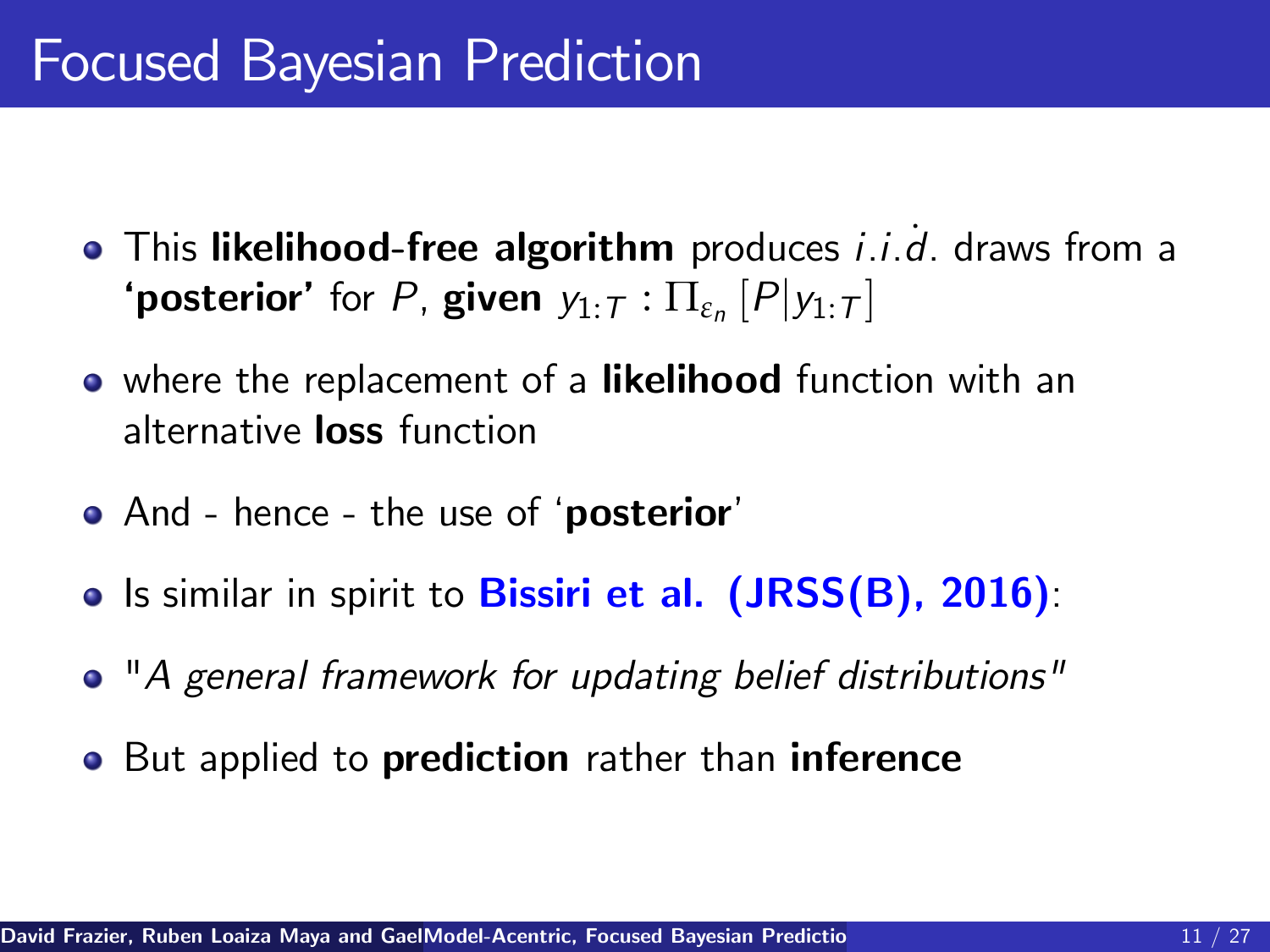# Focused Bayesian Prediction

- This **likelihood-free algorithm** produces $i.i.d.$ draws from a **'posterior'** for $P$, **given** $y_{1:T}$ : $\Pi_{\varepsilon_n}\left[P|y_{1:T}\right]$
- where the replacement of a **likelihood** function with an alternative **loss** function
- And - hence - the use of '**posterior**'
- Is similar in spirit to **Bissiri et al. (JRSS(B), 2016)**:
- "*A general framework for updating belief distributions*"
- But applied to **prediction** rather than **inference**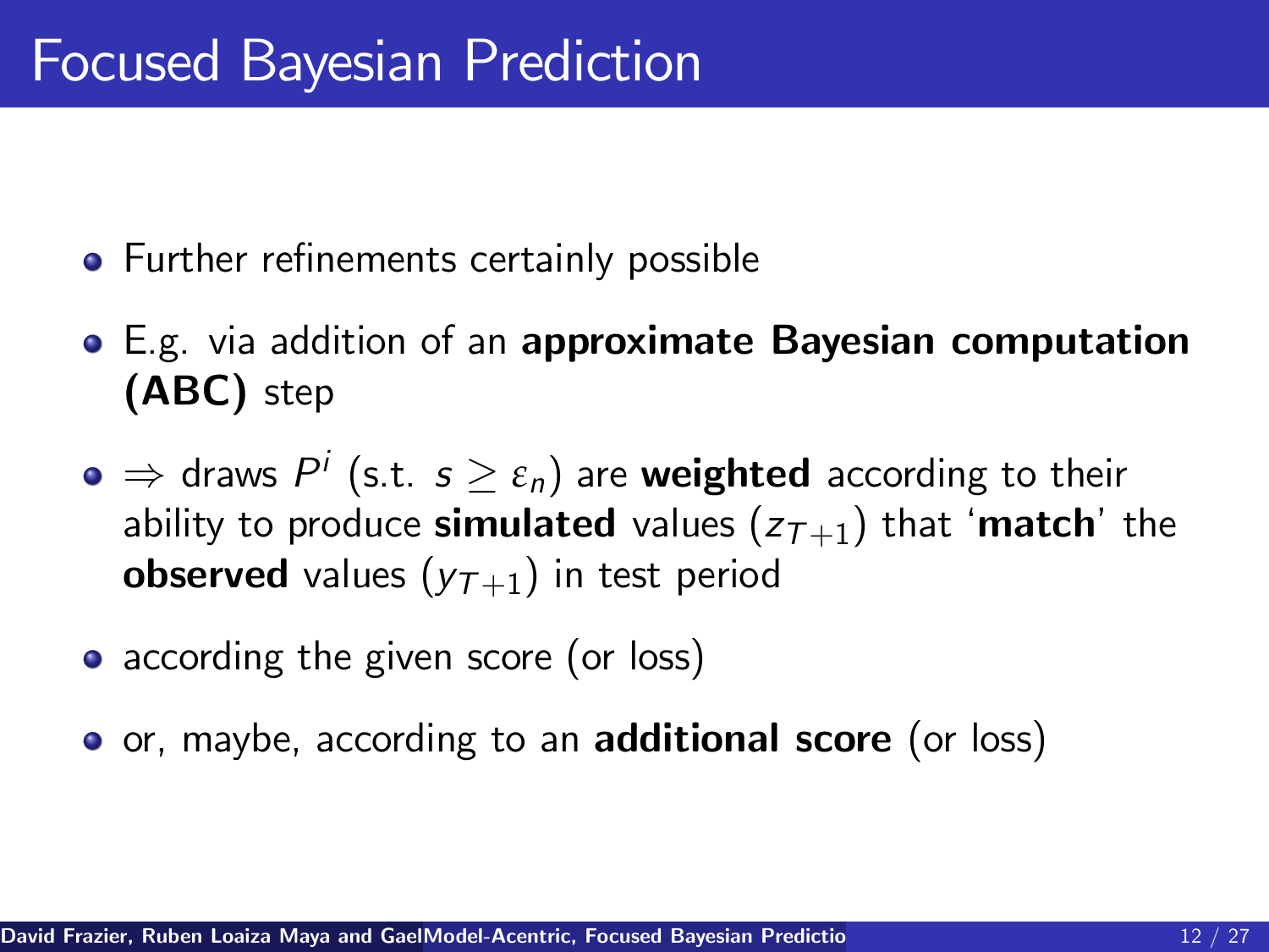# Focused Bayesian Prediction

- Further refinements certainly possible
- E.g. via addition of an **approximate Bayesian computation (ABC)** step
- $\Rightarrow$ draws $P^i$ (s.t. $s \geq \varepsilon_n$) are **weighted** according to their ability to produce **simulated** values ($z_{T+1}$) that '**match**' the **observed** values ($y_{T+1}$) in test period
- according the given score (or loss)
- or, maybe, according to an **additional score** (or loss)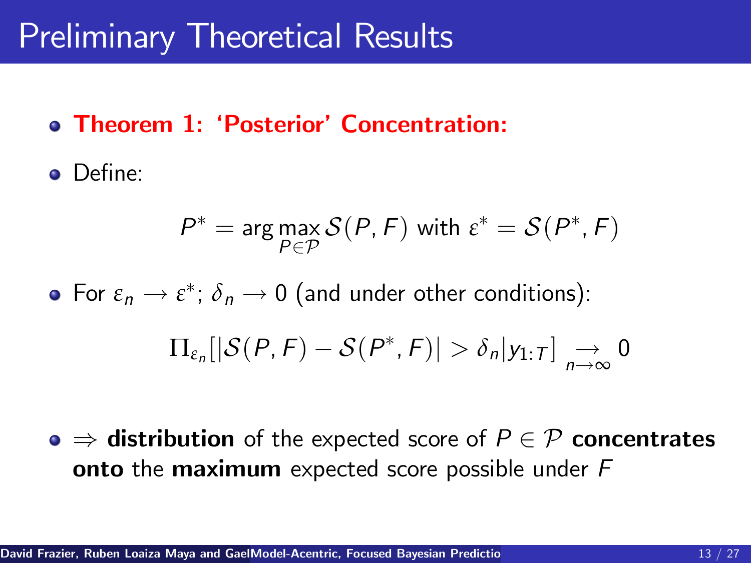# Preliminary Theoretical Results

- **Theorem 1: 'Posterior' Concentration:**
- Define:

$$P^* = \arg\max_{P \in \mathcal{P}} \mathcal{S}(P, F) \text{ with } \varepsilon^* = \mathcal{S}(P^*, F)$$

- For $\varepsilon_n \longrightarrow \varepsilon^*$; $\delta_n \longrightarrow 0$ (and under other conditions):

$$\Pi_{\varepsilon_n}[|\mathcal{S}(P, F) - \mathcal{S}(P^*, F)| > \delta_n | y_{1:T}] \underset{n \to \infty}{\longrightarrow} 0$$

- $\Rightarrow$ **distribution** of the expected score of $P \in \mathcal{P}$ **concentrates onto** the **maximum** expected score possible under $F$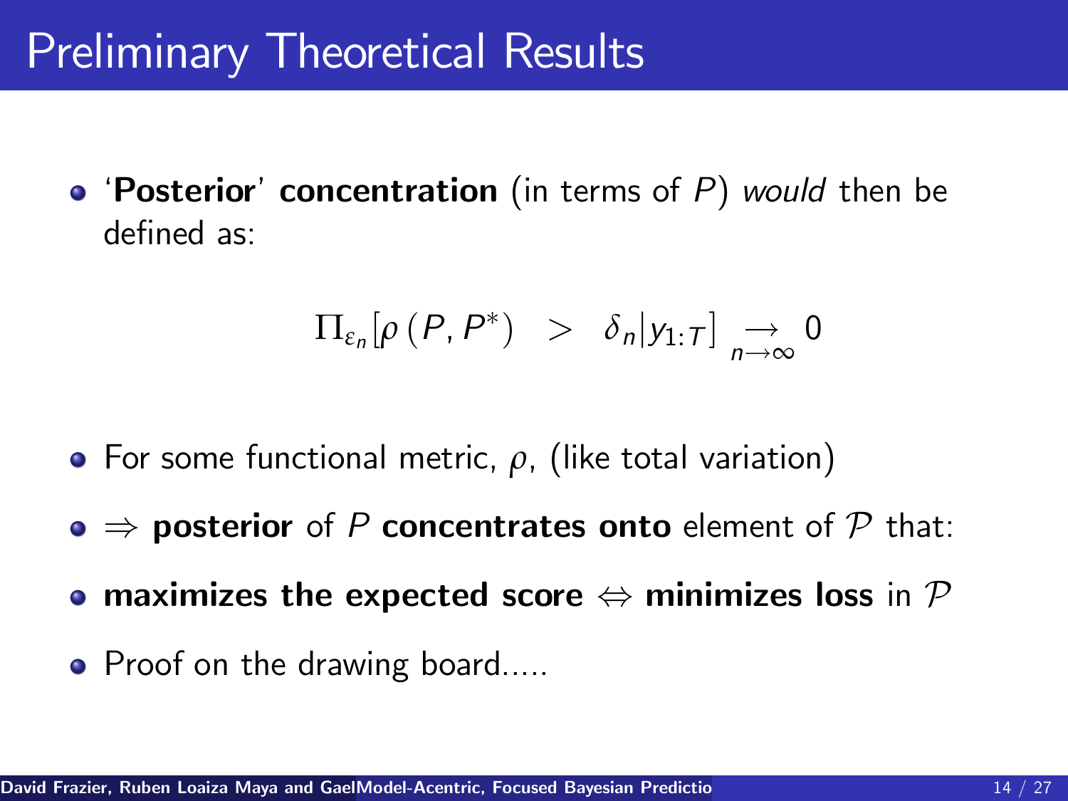# Preliminary Theoretical Results

- '**Posterior**' **concentration** (in terms of $P$) *would* then be defined as:

$$\Pi_{\varepsilon_n}[\rho\left(P, P^*\right) \;\; > \;\; \delta_n | y_{1:T}] \underset{n \to \infty}{\to} 0$$

- For some functional metric, $\rho$, (like total variation)
- $\Rightarrow$ **posterior** of $P$ **concentrates onto** element of $\mathcal{P}$ that:
- **maximizes the expected score** $\Leftrightarrow$ **minimizes loss** in $\mathcal{P}$
- Proof on the drawing board.....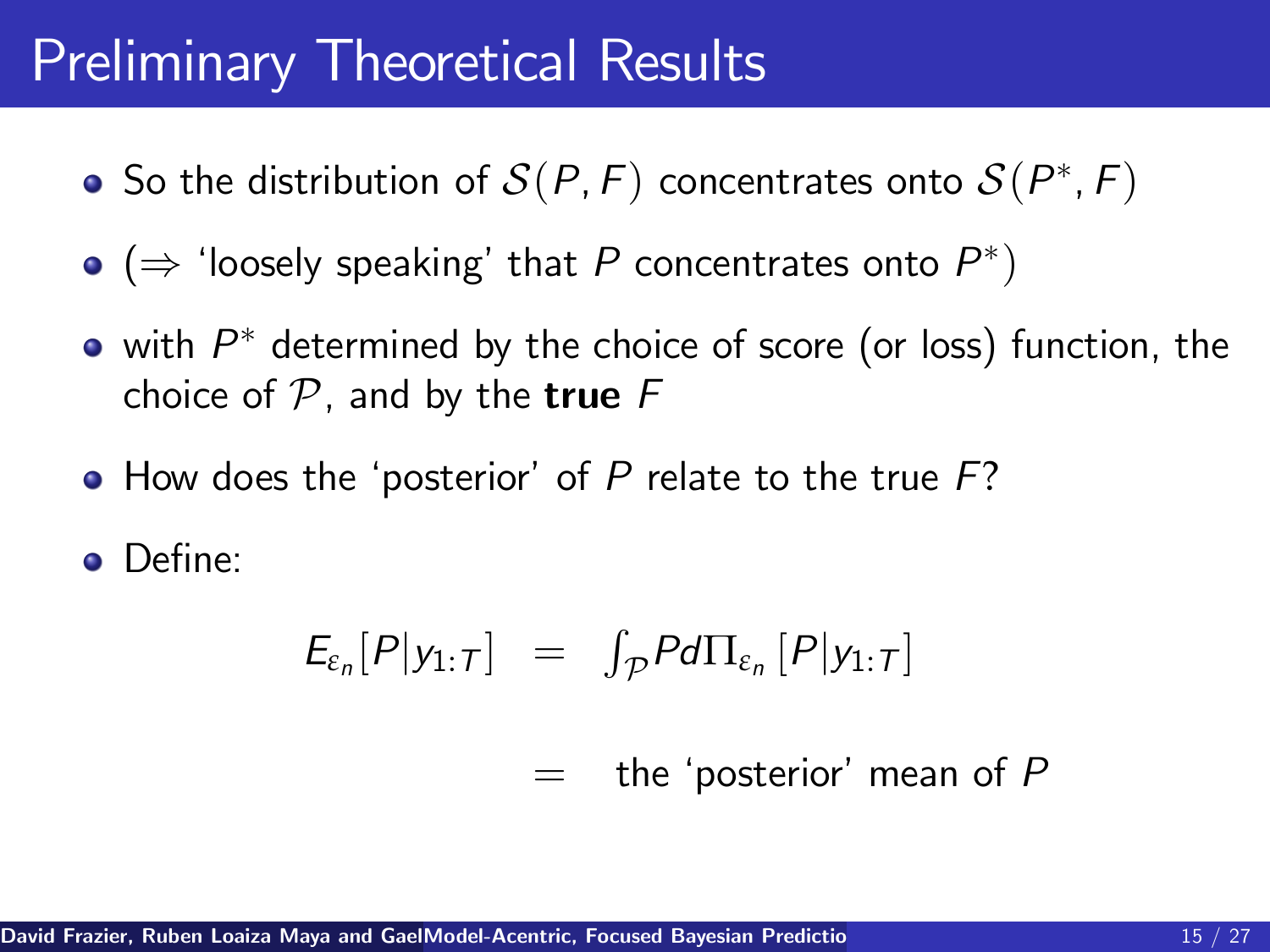# Preliminary Theoretical Results

- So the distribution of $\mathcal{S}(P, F)$ concentrates onto $\mathcal{S}(P^*, F)$
- ($\Rightarrow$ 'loosely speaking' that $P$ concentrates onto $P^*$)
- with $P^*$ determined by the choice of score (or loss) function, the choice of $\mathcal{P}$, and by the **true** $F$
- How does the 'posterior' of $P$ relate to the true $F$?
- Define:

$$
\begin{aligned}
E_{\varepsilon_n}[P|y_{1:T}] &= \int_{\mathcal{P}} P d\Pi_{\varepsilon_n}[P|y_{1:T}] \\
&= \text{the 'posterior' mean of } P
\end{aligned}
$$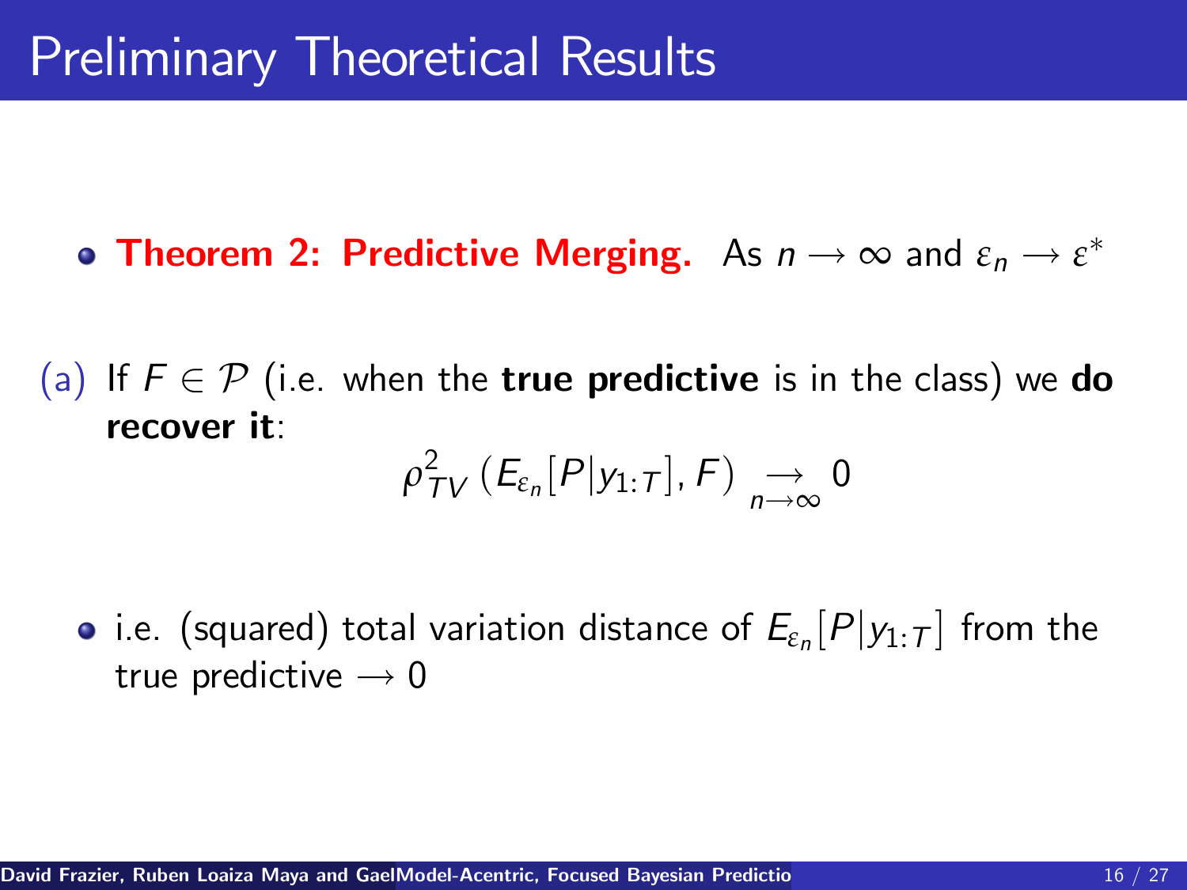# Preliminary Theoretical Results

- **Theorem 2: Predictive Merging.** As $n \longrightarrow \infty$ and $\varepsilon_n \longrightarrow \varepsilon^*$

(a) If $F \in \mathcal{P}$ (i.e. when the **true predictive** is in the class) we **do recover it**:

$$\rho^2_{TV}\left(E_{\varepsilon_n}[P|y_{1:T}], F\right) \underset{n \longrightarrow \infty}{\longrightarrow} 0$$

- i.e. (squared) total variation distance of $E_{\varepsilon_n}[P|y_{1:T}]$ from the true predictive $\longrightarrow 0$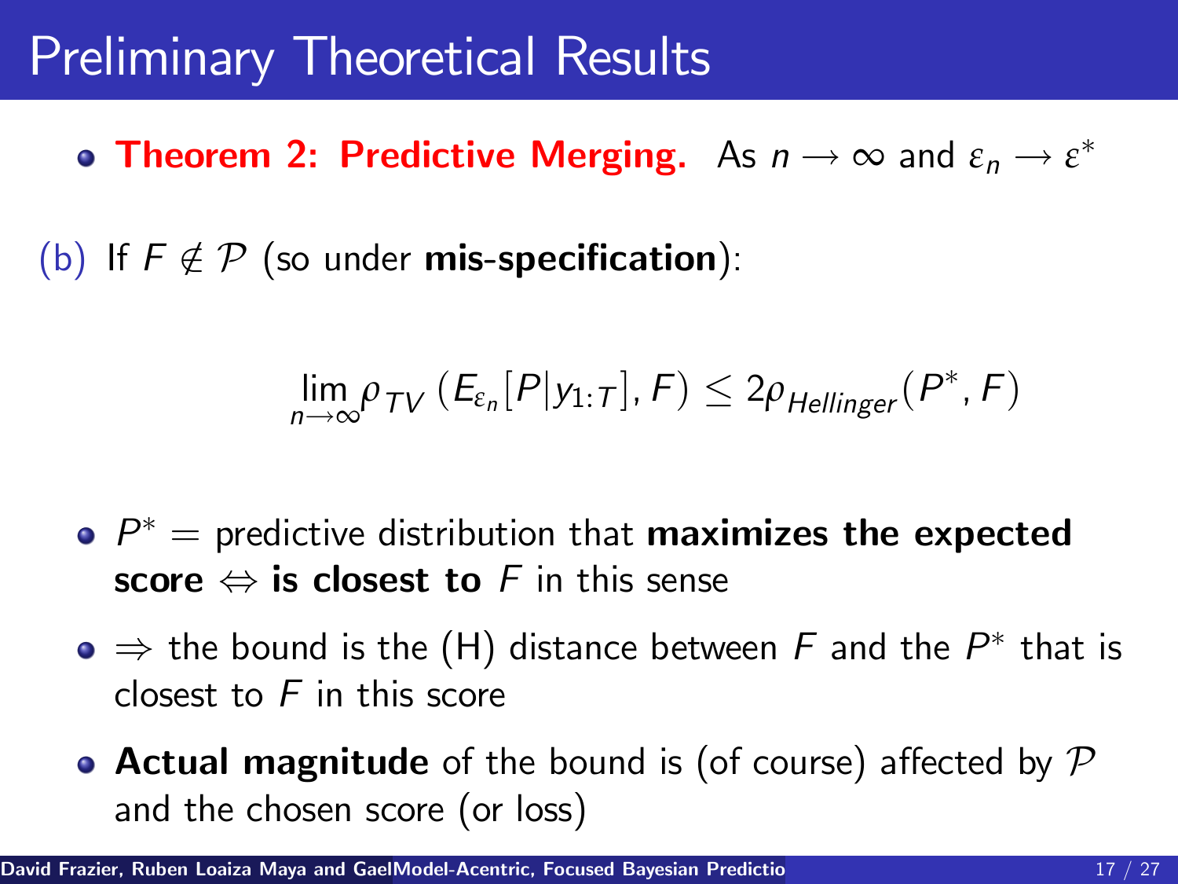# Preliminary Theoretical Results

- **Theorem 2: Predictive Merging.** As $n \to \infty$ and $\varepsilon_n \to \varepsilon^*$

(b) If $F \notin \mathcal{P}$ (so under **mis-specification**):

$$\lim_{n \to \infty} \rho_{TV}\left(E_{\varepsilon_n}[P|y_{1:T}], F\right) \leq 2\rho_{Hellinger}(P^*, F)$$

- $P^*$ = predictive distribution that **maximizes the expected score** $\Leftrightarrow$ **is closest to** $F$ in this sense
- $\Rightarrow$ the bound is the (H) distance between $F$ and the $P^*$ that is closest to $F$ in this score
- **Actual magnitude** of the bound is (of course) affected by $\mathcal{P}$ and the chosen score (or loss)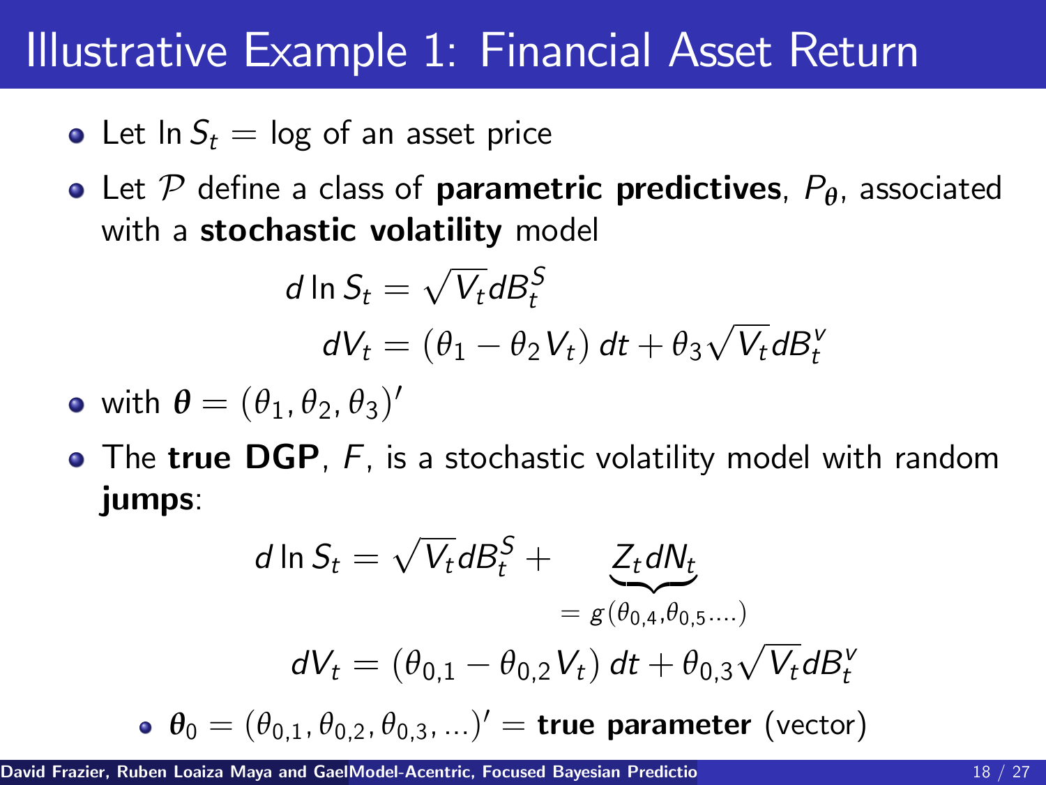# Illustrative Example 1: Financial Asset Return

- Let $\ln S_t =$ log of an asset price
- Let $\mathcal{P}$ define a class of **parametric predictives**, $P_{\boldsymbol{\theta}}$, associated with a **stochastic volatility** model

$$
\begin{aligned}
d \ln S_t &= \sqrt{V_t} dB_t^S \\
dV_t &= (\theta_1 - \theta_2 V_t)\, dt + \theta_3 \sqrt{V_t} dB_t^v
\end{aligned}
$$

- with $\boldsymbol{\theta} = (\theta_1, \theta_2, \theta_3)'$
- The **true DGP**, $F$, is a stochastic volatility model with random **jumps**:

$$
\begin{aligned}
d \ln S_t &= \sqrt{V_t} dB_t^S + \underbrace{Z_t dN_t}_{= g(\theta_{0,4}, \theta_{0,5} \dots)} \\
dV_t &= (\theta_{0,1} - \theta_{0,2} V_t)\, dt + \theta_{0,3} \sqrt{V_t} dB_t^v
\end{aligned}
$$

  - $\boldsymbol{\theta}_0 = (\theta_{0,1}, \theta_{0,2}, \theta_{0,3}, \dots)' =$ **true parameter** (vector)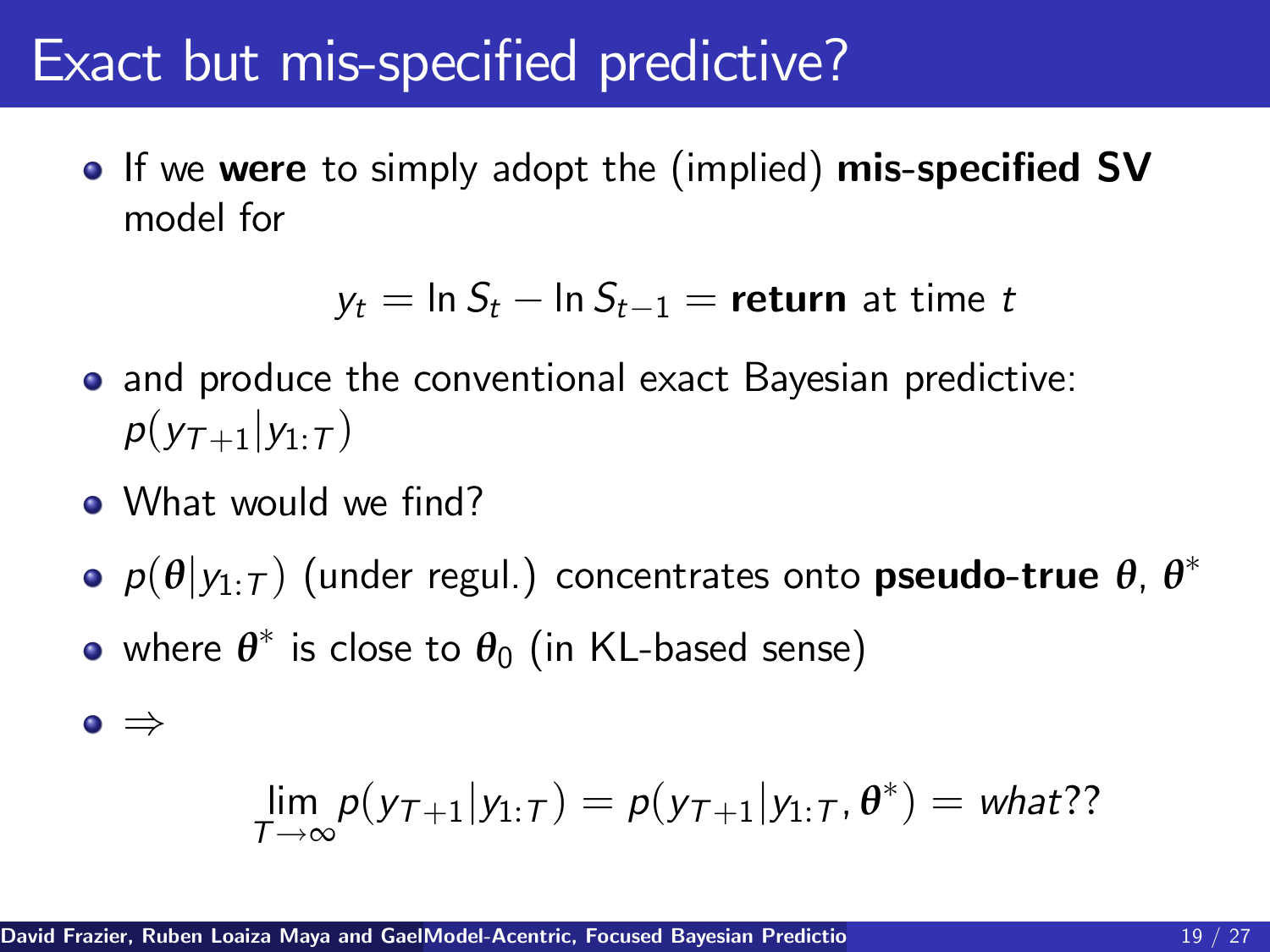# Exact but mis-specified predictive?

- If we **were** to simply adopt the (implied) **mis-specified SV** model for

$$y_t = \ln S_t - \ln S_{t-1} = \textbf{return} \text{ at time } t$$

- and produce the conventional exact Bayesian predictive: $p(y_{T+1}|y_{1:T})$
- What would we find?
- $p(\boldsymbol{\theta}|y_{1:T})$ (under regul.) concentrates onto **pseudo-true** $\boldsymbol{\theta}$, $\boldsymbol{\theta}^*$
- where $\boldsymbol{\theta}^*$ is close to $\boldsymbol{\theta}_0$ (in KL-based sense)
- $\Rightarrow$

$$\lim_{T\to\infty} p(y_{T+1}|y_{1:T}) = p(y_{T+1}|y_{1:T}, \boldsymbol{\theta}^*) = \textit{what}??$$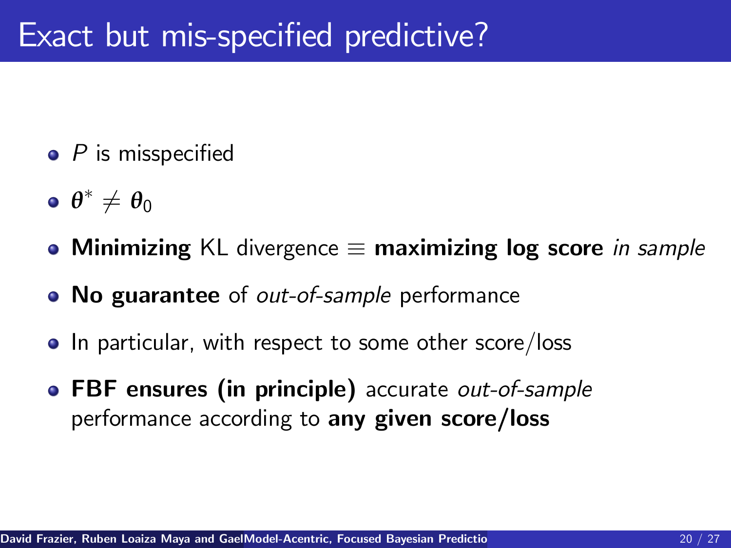# Exact but mis-specified predictive?

- $P$ is misspecified
- $\boldsymbol{\theta}^* \neq \boldsymbol{\theta}_0$
- **Minimizing** KL divergence $\equiv$ **maximizing log score** *in sample*
- **No guarantee** of *out-of-sample* performance
- In particular, with respect to some other score/loss
- **FBF ensures (in principle)** accurate *out-of-sample* performance according to **any given score/loss**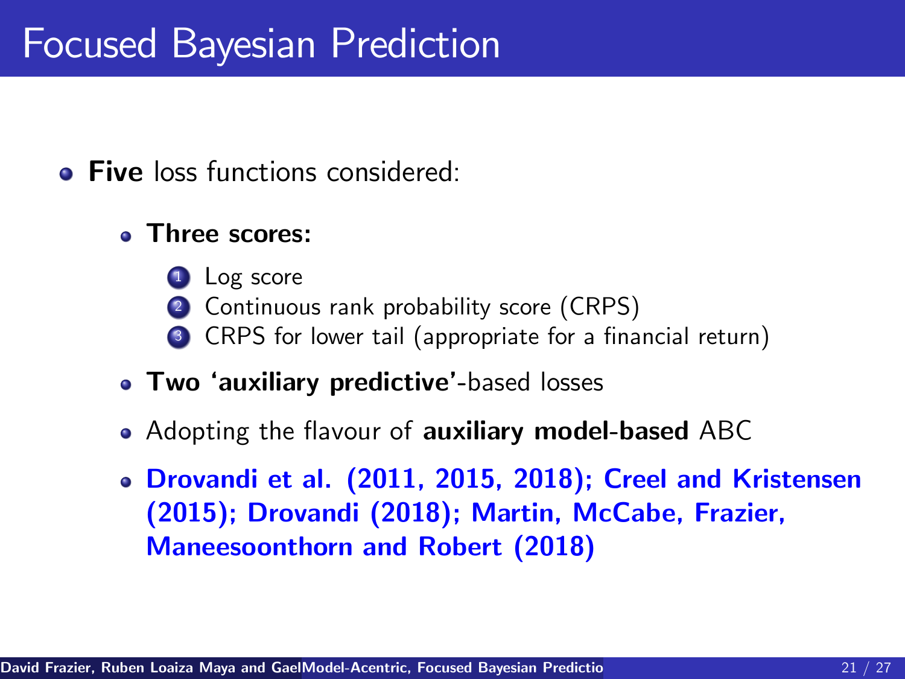# Focused Bayesian Prediction

- **Five** loss functions considered:
  - **Three scores:**
    1. Log score
    2. Continuous rank probability score (CRPS)
    3. CRPS for lower tail (appropriate for a financial return)
  - **Two 'auxiliary predictive'**-based losses
  - Adopting the flavour of **auxiliary model-based** ABC
  - **Drovandi et al. (2011, 2015, 2018); Creel and Kristensen (2015); Drovandi (2018); Martin, McCabe, Frazier, Maneesoonthorn and Robert (2018)**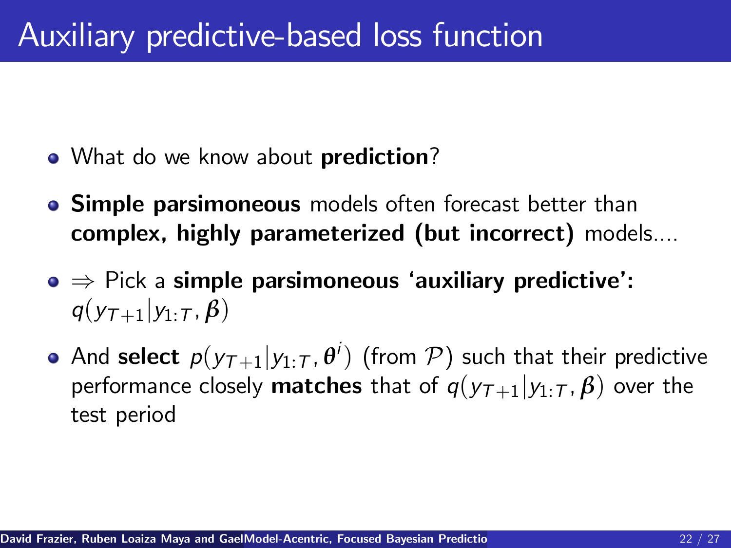# Auxiliary predictive-based loss function

- What do we know about **prediction**?
- **Simple parsimoneous** models often forecast better than **complex, highly parameterized (but incorrect)** models....
- $\Rightarrow$ Pick a **simple parsimoneous 'auxiliary predictive':** $q(y_{T+1}|y_{1:T}, \boldsymbol{\beta})$
- And **select** $p(y_{T+1}|y_{1:T}, \boldsymbol{\theta}^i)$ (from $\mathcal{P}$) such that their predictive performance closely **matches** that of $q(y_{T+1}|y_{1:T}, \boldsymbol{\beta})$ over the test period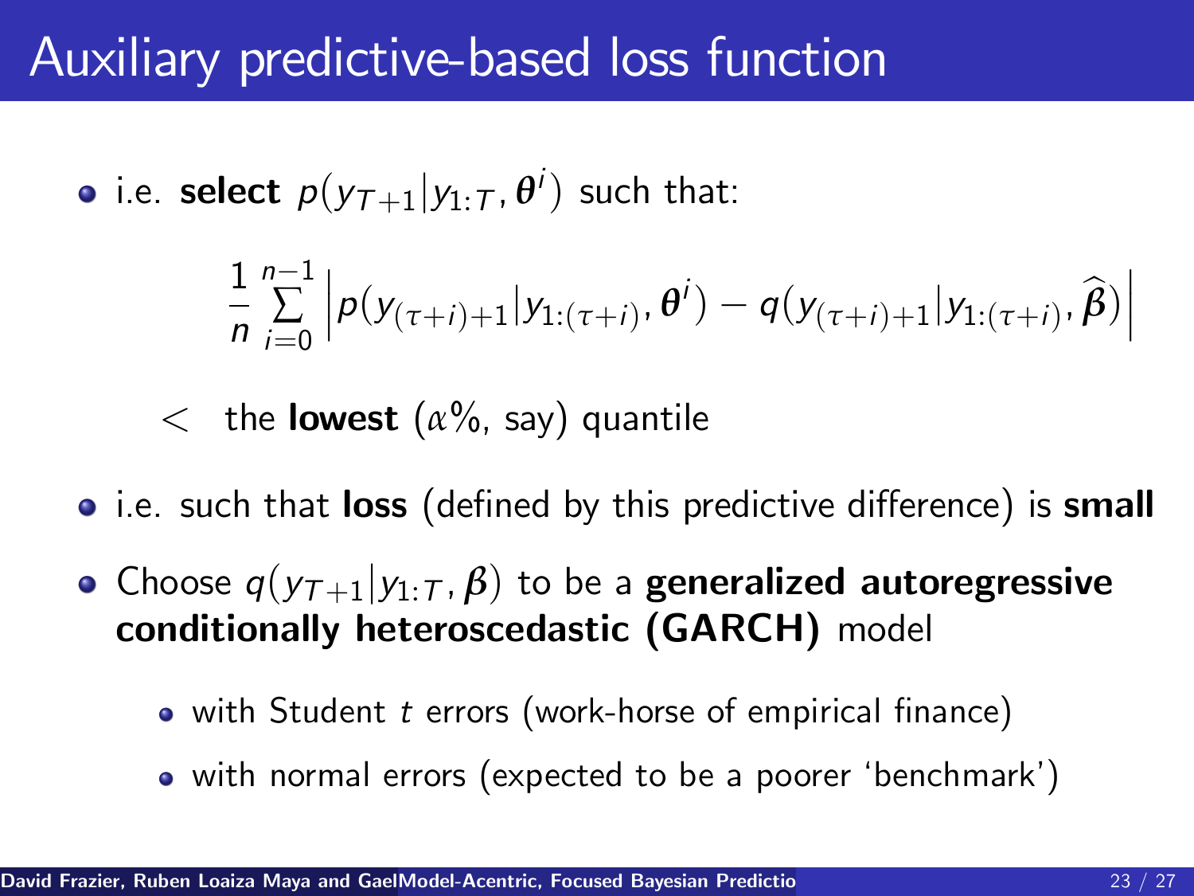# Auxiliary predictive-based loss function

- i.e. **select** $p(y_{T+1}|y_{1:T}, \boldsymbol{\theta}^i)$ such that:

$$\frac{1}{n}\sum_{i=0}^{n-1}\left|p(y_{(\tau+i)+1}|y_{1:(\tau+i)}, \boldsymbol{\theta}^i) - q(y_{(\tau+i)+1}|y_{1:(\tau+i)}, \widehat{\boldsymbol{\beta}})\right|$$

$<$ the **lowest** ($\alpha$%, say) quantile

- i.e. such that **loss** (defined by this predictive difference) is **small**
- Choose $q(y_{T+1}|y_{1:T}, \boldsymbol{\beta})$ to be a **generalized autoregressive conditionally heteroscedastic (GARCH)** model
  - with Student $t$ errors (work-horse of empirical finance)
  - with normal errors (expected to be a poorer 'benchmark')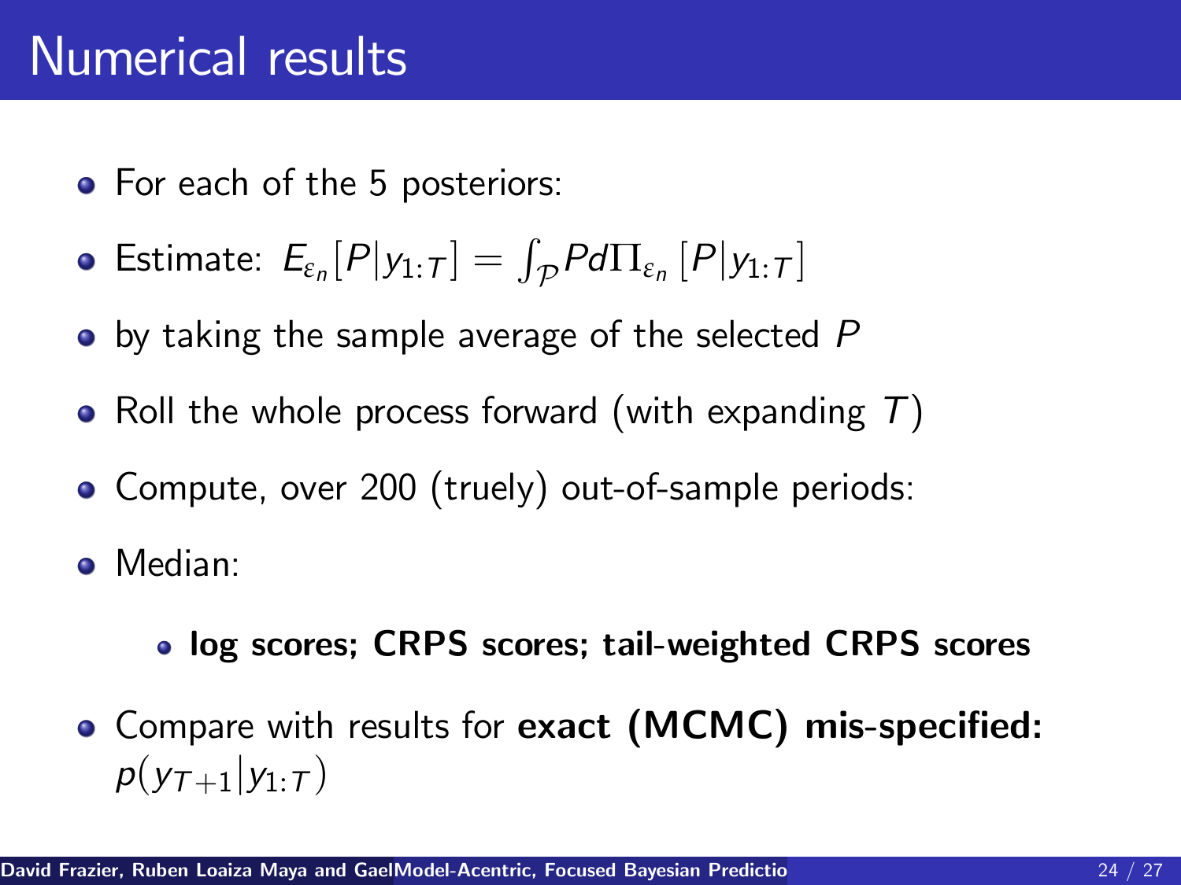# Numerical results

- For each of the 5 posteriors:
- Estimate: $E_{\varepsilon_n}[P|y_{1:T}] = \int_{\mathcal{P}} P d\Pi_{\varepsilon_n}[P|y_{1:T}]$
- by taking the sample average of the selected $P$
- Roll the whole process forward (with expanding $T$)
- Compute, over 200 (truely) out-of-sample periods:
- Median:
  - **log scores; CRPS scores; tail-weighted CRPS scores**
- Compare with results for **exact (MCMC) mis-specified:** $p(y_{T+1}|y_{1:T})$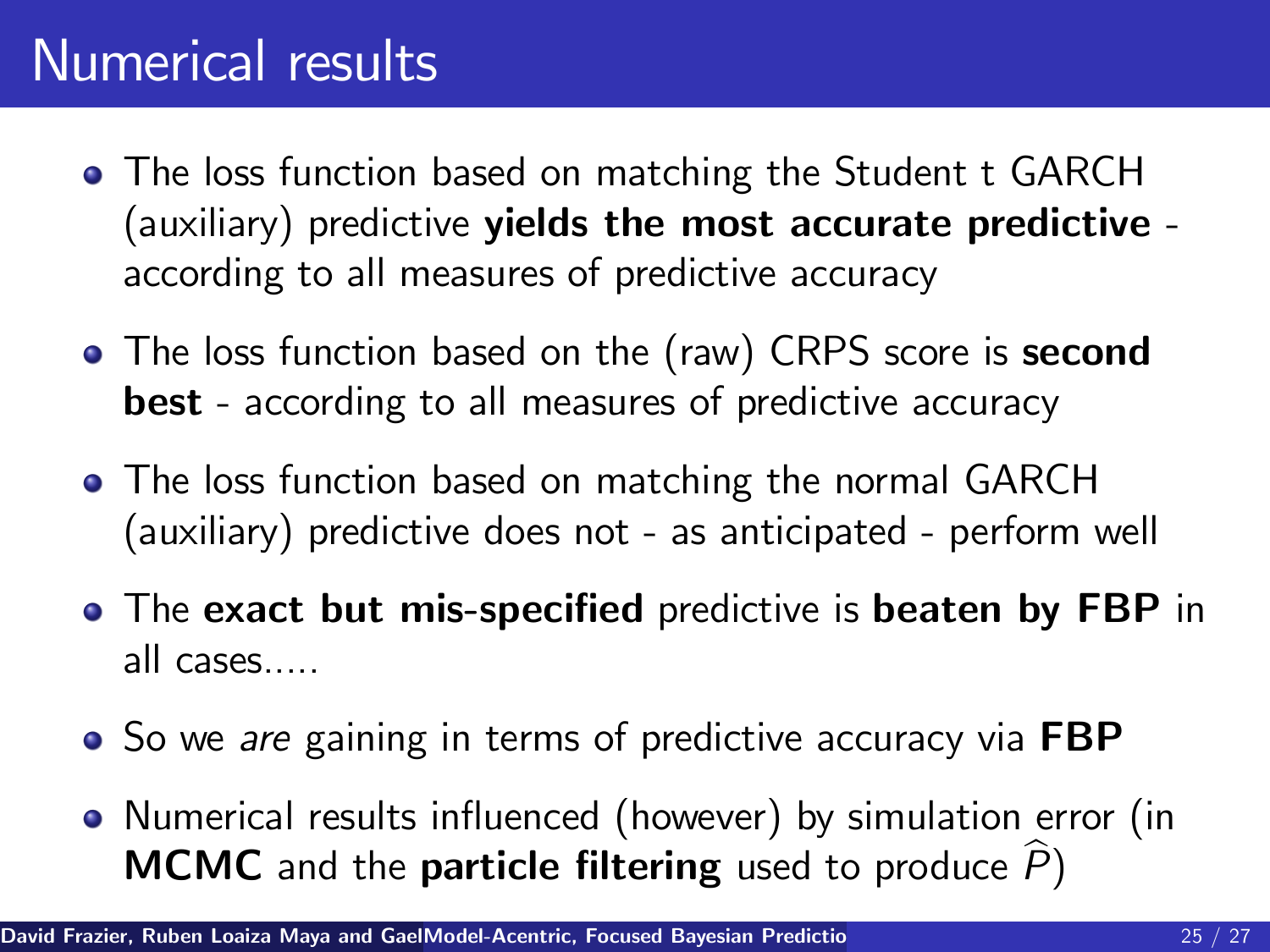# Numerical results

- The loss function based on matching the Student t GARCH (auxiliary) predictive **yields the most accurate predictive** - according to all measures of predictive accuracy
- The loss function based on the (raw) CRPS score is **second best** - according to all measures of predictive accuracy
- The loss function based on matching the normal GARCH (auxiliary) predictive does not - as anticipated - perform well
- The **exact but mis-specified** predictive is **beaten by FBP** in all cases.....
- So we *are* gaining in terms of predictive accuracy via **FBP**
- Numerical results influenced (however) by simulation error (in **MCMC** and the **particle filtering** used to produce $\widehat{P}$)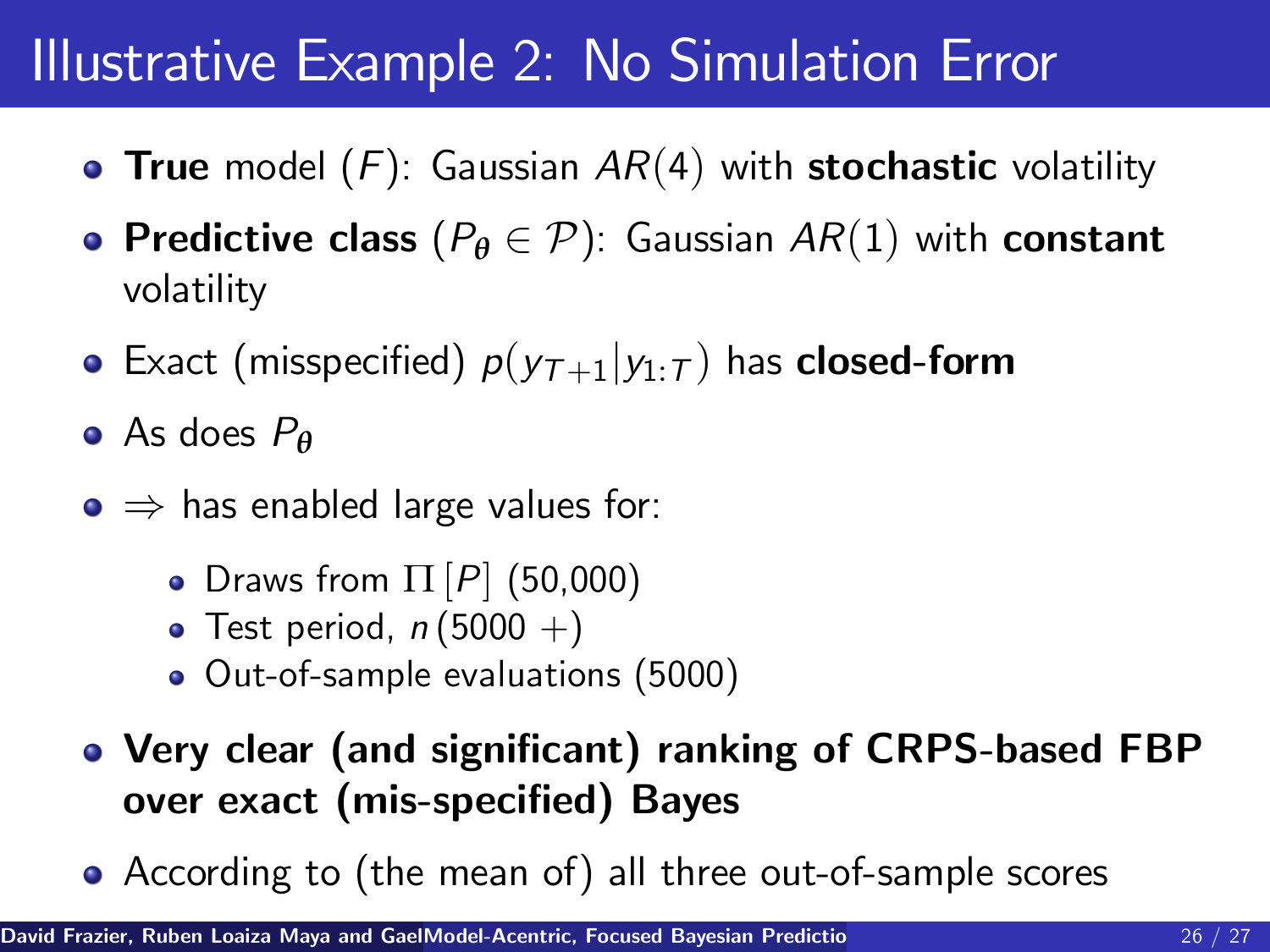# Illustrative Example 2: No Simulation Error

- **True** model ($F$): Gaussian $AR(4)$ with **stochastic** volatility
- **Predictive class** ($P_{\boldsymbol{\theta}} \in \mathcal{P}$): Gaussian $AR(1)$ with **constant** volatility
- Exact (misspecified) $p(y_{T+1}|y_{1:T})$ has **closed-form**
- As does $P_{\boldsymbol{\theta}}$
- $\Rightarrow$ has enabled large values for:
  - Draws from $\Pi\left[P\right]$ (50,000)
  - Test period, $n$ (5000 +)
  - Out-of-sample evaluations (5000)
- **Very clear (and significant) ranking of CRPS-based FBP over exact (mis-specified) Bayes**
- According to (the mean of) all three out-of-sample scores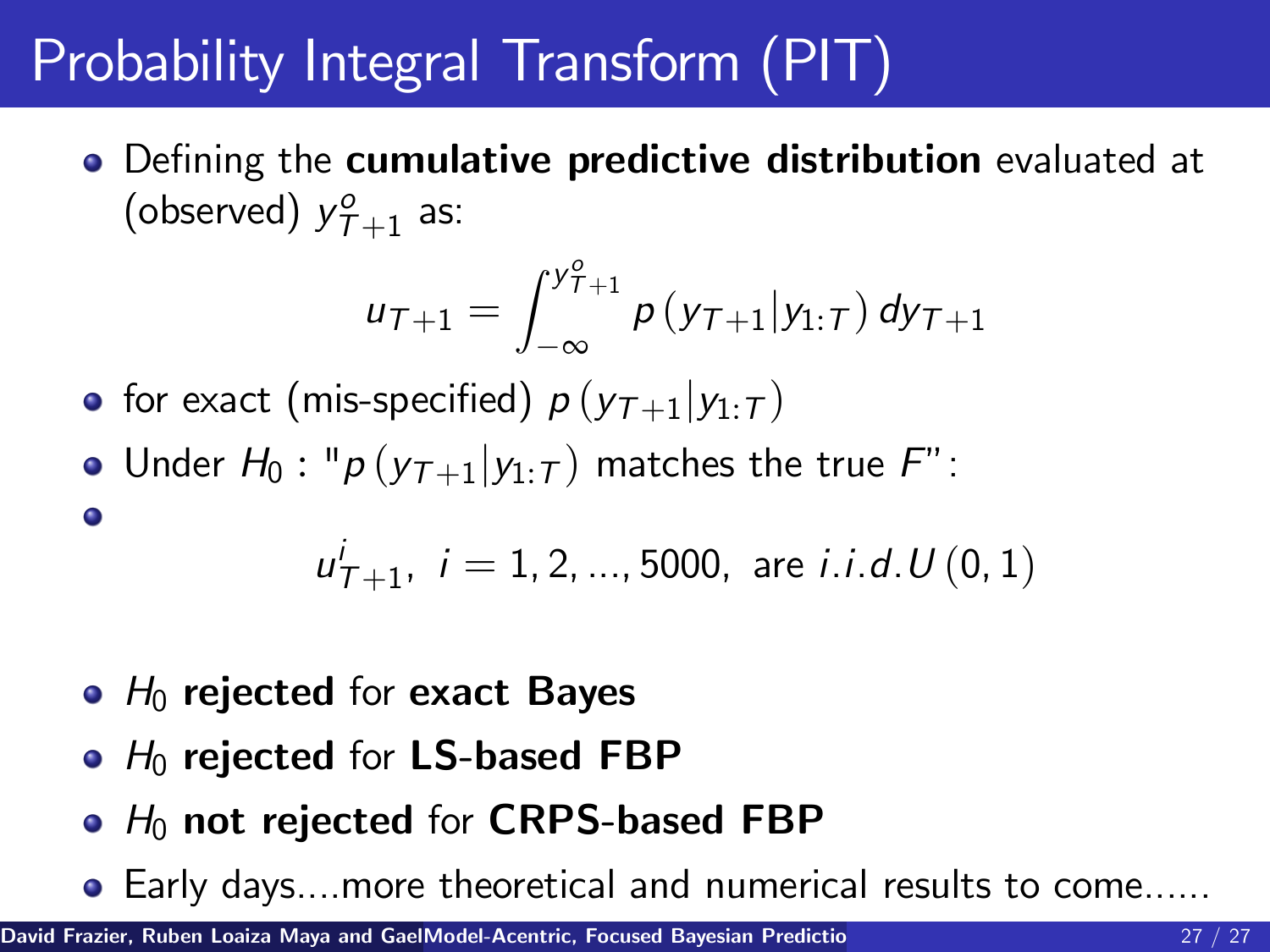# Probability Integral Transform (PIT)

- Defining the **cumulative predictive distribution** evaluated at (observed) $y^o_{T+1}$ as:

$$u_{T+1} = \int_{-\infty}^{y^o_{T+1}} p\left(y_{T+1}|y_{1:T}\right) dy_{T+1}$$

- for exact (mis-specified) $p\left(y_{T+1}|y_{1:T}\right)$
- Under $H_0$ : "$p\left(y_{T+1}|y_{1:T}\right)$ matches the true $F$":
- $$u^i_{T+1},\ i = 1, 2, ..., 5000,\ \text{are } i.i.d.U\left(0, 1\right)$$

- $H_0$ **rejected** for **exact Bayes**
- $H_0$ **rejected** for **LS-based FBP**
- $H_0$ **not rejected** for **CRPS-based FBP**
- Early days....more theoretical and numerical results to come......